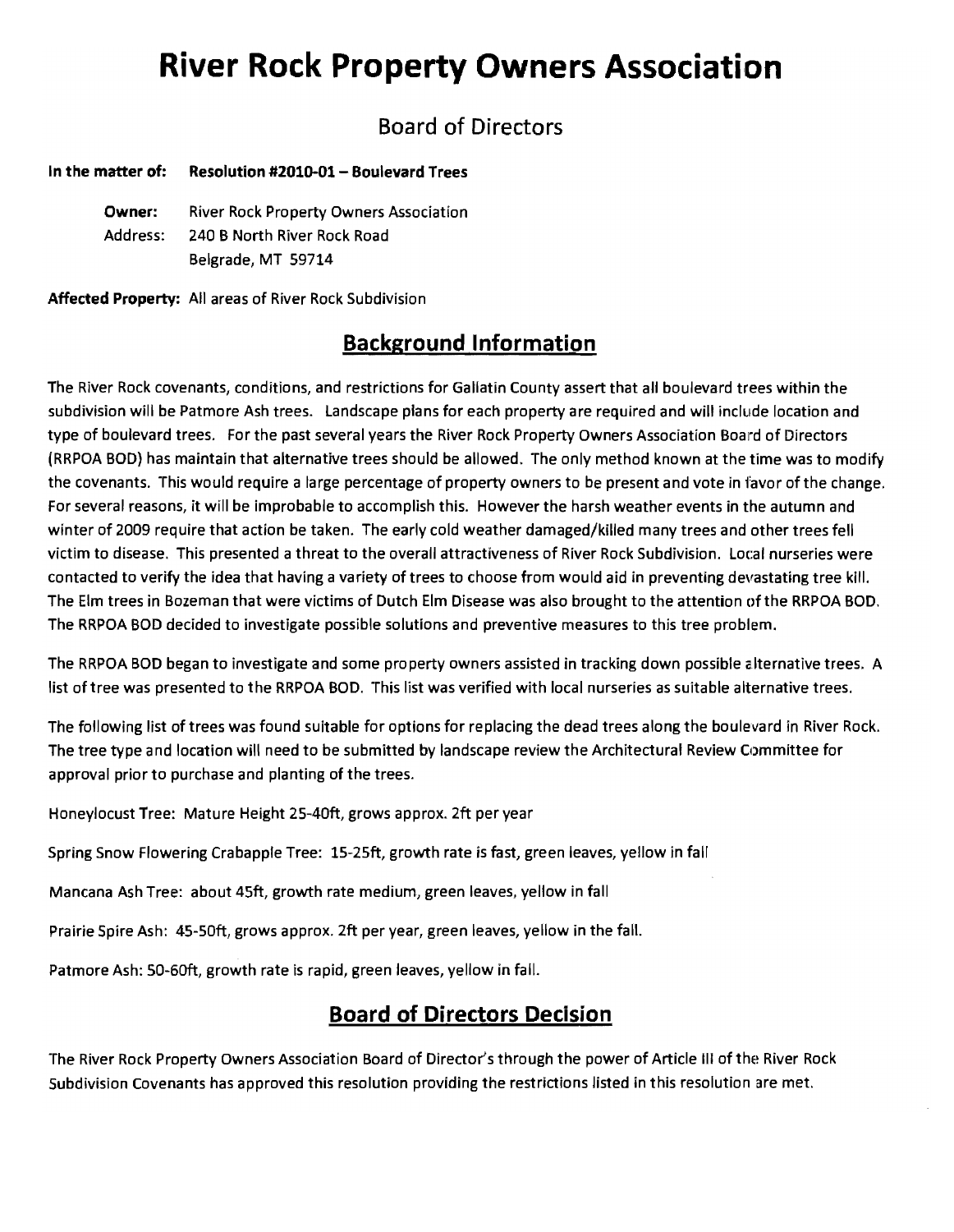# River Rock Property Owners Association

## Board of Directors

**In the matter of:** **Resolution #2010-01 – Boulevard Trees**

**Owner:** River Rock Property Owners Association
Address: 240 B North River Rock Road
Belgrade, MT 59714

**Affected Property:** All areas of River Rock Subdivision

## Background Information

The River Rock covenants, conditions, and restrictions for Gallatin County assert that all boulevard trees within the subdivision will be Patmore Ash trees. Landscape plans for each property are required and will include location and type of boulevard trees. For the past several years the River Rock Property Owners Association Board of Directors (RRPOA BOD) has maintain that alternative trees should be allowed. The only method known at the time was to modify the covenants. This would require a large percentage of property owners to be present and vote in favor of the change. For several reasons, it will be improbable to accomplish this. However the harsh weather events in the autumn and winter of 2009 require that action be taken. The early cold weather damaged/killed many trees and other trees fell victim to disease. This presented a threat to the overall attractiveness of River Rock Subdivision. Local nurseries were contacted to verify the idea that having a variety of trees to choose from would aid in preventing devastating tree kill. The Elm trees in Bozeman that were victims of Dutch Elm Disease was also brought to the attention of the RRPOA BOD. The RRPOA BOD decided to investigate possible solutions and preventive measures to this tree problem.

The RRPOA BOD began to investigate and some property owners assisted in tracking down possible alternative trees. A list of tree was presented to the RRPOA BOD. This list was verified with local nurseries as suitable alternative trees.

The following list of trees was found suitable for options for replacing the dead trees along the boulevard in River Rock. The tree type and location will need to be submitted by landscape review the Architectural Review Committee for approval prior to purchase and planting of the trees.

Honeylocust Tree: Mature Height 25-40ft, grows approx. 2ft per year

Spring Snow Flowering Crabapple Tree: 15-25ft, growth rate is fast, green leaves, yellow in fall

Mancana Ash Tree: about 45ft, growth rate medium, green leaves, yellow in fall

Prairie Spire Ash: 45-50ft, grows approx. 2ft per year, green leaves, yellow in the fall.

Patmore Ash: 50-60ft, growth rate is rapid, green leaves, yellow in fall.

## Board of Directors Decision

The River Rock Property Owners Association Board of Director's through the power of Article III of the River Rock Subdivision Covenants has approved this resolution providing the restrictions listed in this resolution are met.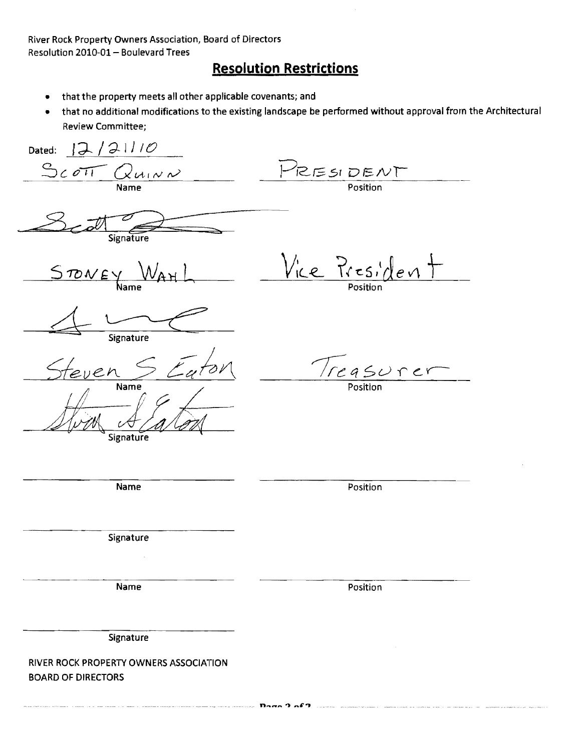River Rock Property Owners Association, Board of Directors
Resolution 2010-01 – Boulevard Trees

## Resolution Restrictions

- that the property meets all other applicable covenants; and
- that no additional modifications to the existing landscape be performed without approval from the Architectural Review Committee;

Dated: 12/21/10

| | |
|---|---|
| SCOTT QUINN | PRESIDENT |
| Name | Position |
| [signature] | |
| Signature | |
| STONEY WAHL | Vice President |
| Name | Position |
| [signature] | |
| Signature | |
| Steven S Eaton | Treasurer |
| Name | Position |
| [signature] | |
| Signature | |
| | |
| Name | Position |
| | |
| Signature | |
| | |
| Name | Position |
| | |
| Signature | |

RIVER ROCK PROPERTY OWNERS ASSOCIATION
BOARD OF DIRECTORS